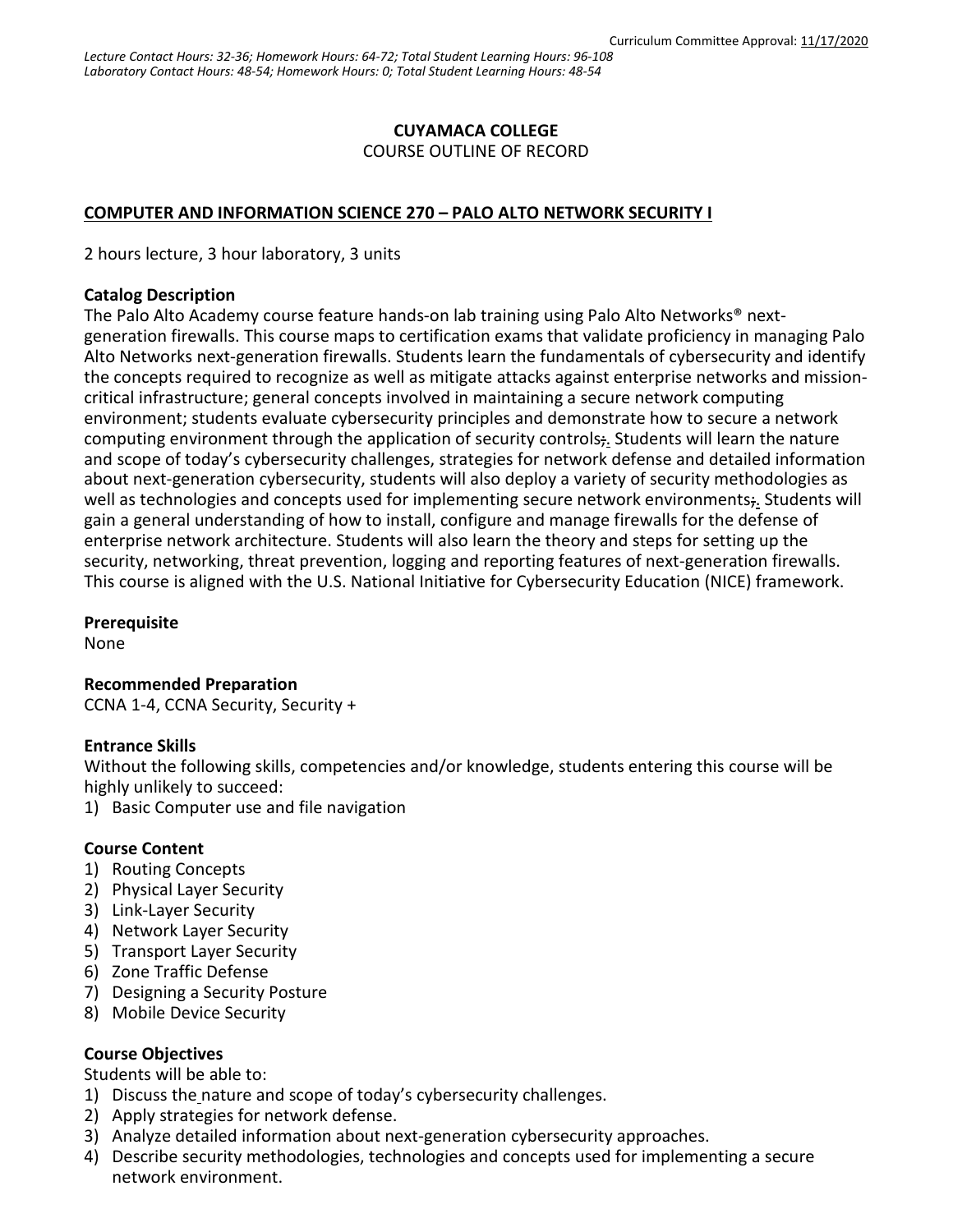Curriculum Committee Approval: 11/17/2020

*Lecture Contact Hours: 32-36; Homework Hours: 64-72; Total Student Learning Hours: 96-108*
*Laboratory Contact Hours: 48-54; Homework Hours: 0; Total Student Learning Hours: 48-54*

**CUYAMACA COLLEGE**
COURSE OUTLINE OF RECORD

## COMPUTER AND INFORMATION SCIENCE 270 – PALO ALTO NETWORK SECURITY I

2 hours lecture, 3 hour laboratory, 3 units

### Catalog Description

The Palo Alto Academy course feature hands-on lab training using Palo Alto Networks® next-generation firewalls. This course maps to certification exams that validate proficiency in managing Palo Alto Networks next-generation firewalls. Students learn the fundamentals of cybersecurity and identify the concepts required to recognize as well as mitigate attacks against enterprise networks and mission-critical infrastructure; general concepts involved in maintaining a secure network computing environment; students evaluate cybersecurity principles and demonstrate how to secure a network computing environment through the application of security controls;. Students will learn the nature and scope of today's cybersecurity challenges, strategies for network defense and detailed information about next-generation cybersecurity, students will also deploy a variety of security methodologies as well as technologies and concepts used for implementing secure network environments;. Students will gain a general understanding of how to install, configure and manage firewalls for the defense of enterprise network architecture. Students will also learn the theory and steps for setting up the security, networking, threat prevention, logging and reporting features of next-generation firewalls. This course is aligned with the U.S. National Initiative for Cybersecurity Education (NICE) framework.

### Prerequisite

None

### Recommended Preparation

CCNA 1-4, CCNA Security, Security +

### Entrance Skills

Without the following skills, competencies and/or knowledge, students entering this course will be highly unlikely to succeed:

1) Basic Computer use and file navigation

### Course Content

1) Routing Concepts
2) Physical Layer Security
3) Link-Layer Security
4) Network Layer Security
5) Transport Layer Security
6) Zone Traffic Defense
7) Designing a Security Posture
8) Mobile Device Security

### Course Objectives

Students will be able to:

1) Discuss the nature and scope of today's cybersecurity challenges.
2) Apply strategies for network defense.
3) Analyze detailed information about next-generation cybersecurity approaches.
4) Describe security methodologies, technologies and concepts used for implementing a secure network environment.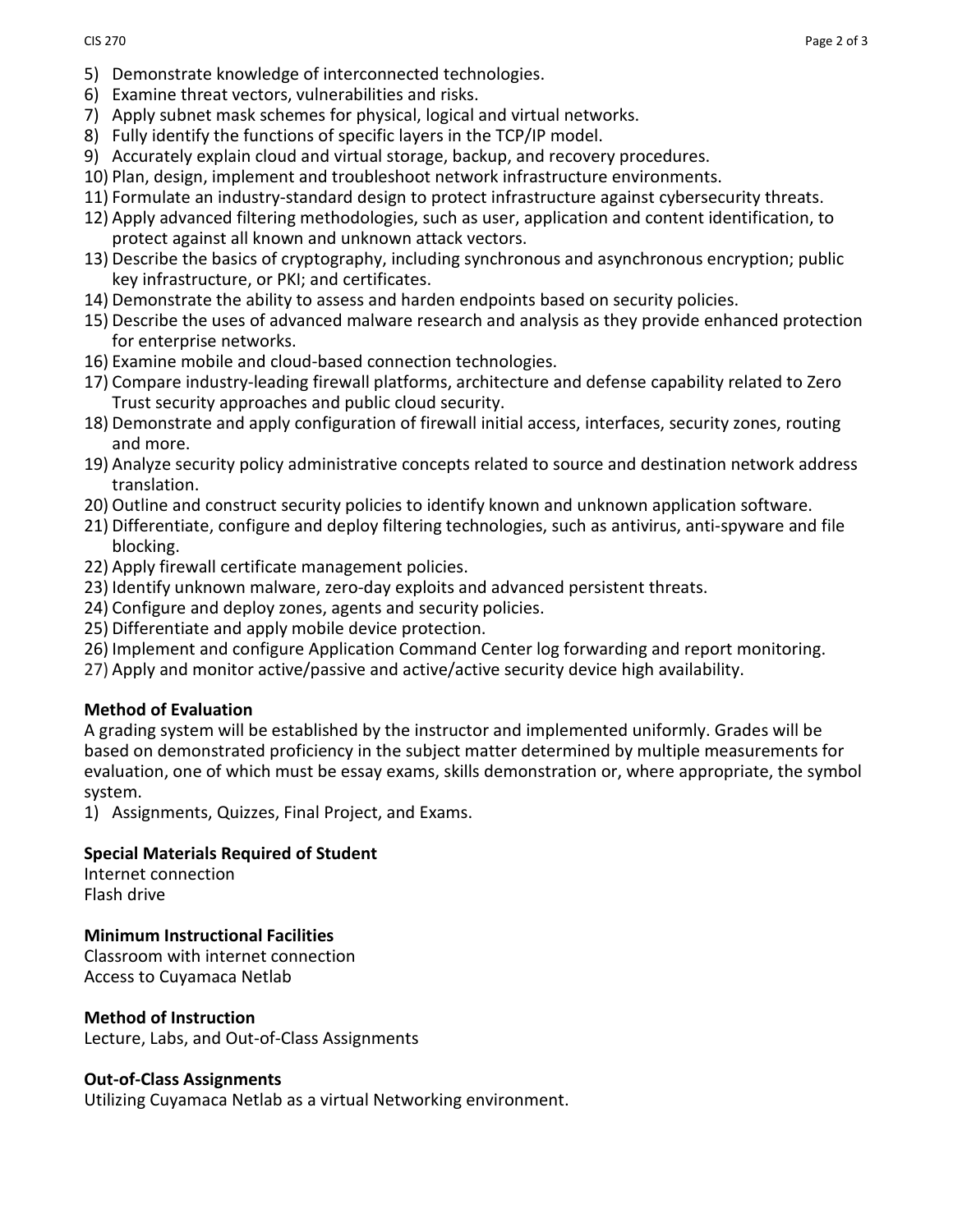5) Demonstrate knowledge of interconnected technologies.
6) Examine threat vectors, vulnerabilities and risks.
7) Apply subnet mask schemes for physical, logical and virtual networks.
8) Fully identify the functions of specific layers in the TCP/IP model.
9) Accurately explain cloud and virtual storage, backup, and recovery procedures.
10) Plan, design, implement and troubleshoot network infrastructure environments.
11) Formulate an industry-standard design to protect infrastructure against cybersecurity threats.
12) Apply advanced filtering methodologies, such as user, application and content identification, to protect against all known and unknown attack vectors.
13) Describe the basics of cryptography, including synchronous and asynchronous encryption; public key infrastructure, or PKI; and certificates.
14) Demonstrate the ability to assess and harden endpoints based on security policies.
15) Describe the uses of advanced malware research and analysis as they provide enhanced protection for enterprise networks.
16) Examine mobile and cloud-based connection technologies.
17) Compare industry-leading firewall platforms, architecture and defense capability related to Zero Trust security approaches and public cloud security.
18) Demonstrate and apply configuration of firewall initial access, interfaces, security zones, routing and more.
19) Analyze security policy administrative concepts related to source and destination network address translation.
20) Outline and construct security policies to identify known and unknown application software.
21) Differentiate, configure and deploy filtering technologies, such as antivirus, anti-spyware and file blocking.
22) Apply firewall certificate management policies.
23) Identify unknown malware, zero-day exploits and advanced persistent threats.
24) Configure and deploy zones, agents and security policies.
25) Differentiate and apply mobile device protection.
26) Implement and configure Application Command Center log forwarding and report monitoring.
27) Apply and monitor active/passive and active/active security device high availability.

**Method of Evaluation**

A grading system will be established by the instructor and implemented uniformly. Grades will be based on demonstrated proficiency in the subject matter determined by multiple measurements for evaluation, one of which must be essay exams, skills demonstration or, where appropriate, the symbol system.

1) Assignments, Quizzes, Final Project, and Exams.

**Special Materials Required of Student**

Internet connection
Flash drive

**Minimum Instructional Facilities**

Classroom with internet connection
Access to Cuyamaca Netlab

**Method of Instruction**

Lecture, Labs, and Out-of-Class Assignments

**Out-of-Class Assignments**

Utilizing Cuyamaca Netlab as a virtual Networking environment.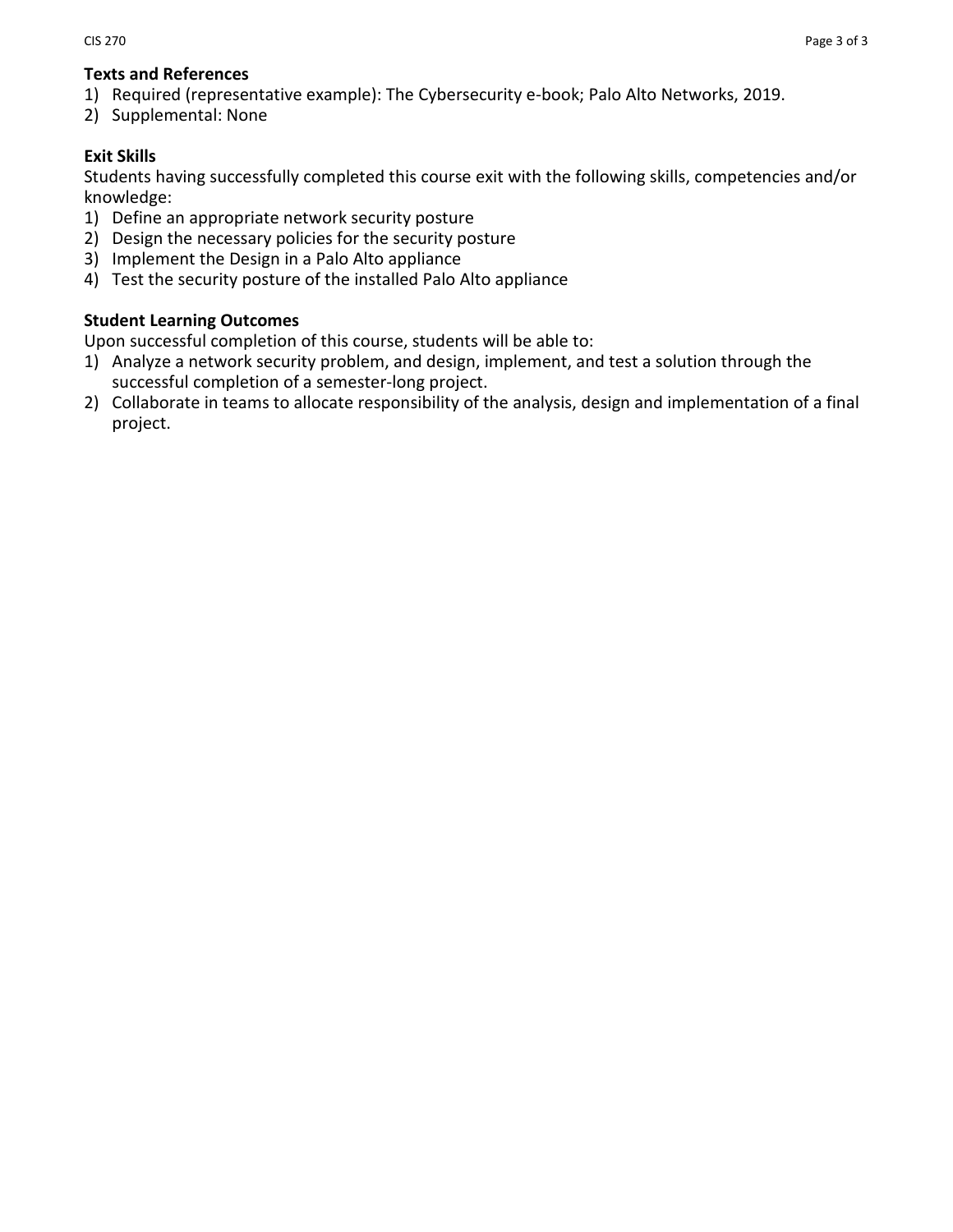### Texts and References

1) Required (representative example): The Cybersecurity e-book; Palo Alto Networks, 2019.
2) Supplemental: None

### Exit Skills

Students having successfully completed this course exit with the following skills, competencies and/or knowledge:

1) Define an appropriate network security posture
2) Design the necessary policies for the security posture
3) Implement the Design in a Palo Alto appliance
4) Test the security posture of the installed Palo Alto appliance

### Student Learning Outcomes

Upon successful completion of this course, students will be able to:

1) Analyze a network security problem, and design, implement, and test a solution through the successful completion of a semester-long project.
2) Collaborate in teams to allocate responsibility of the analysis, design and implementation of a final project.